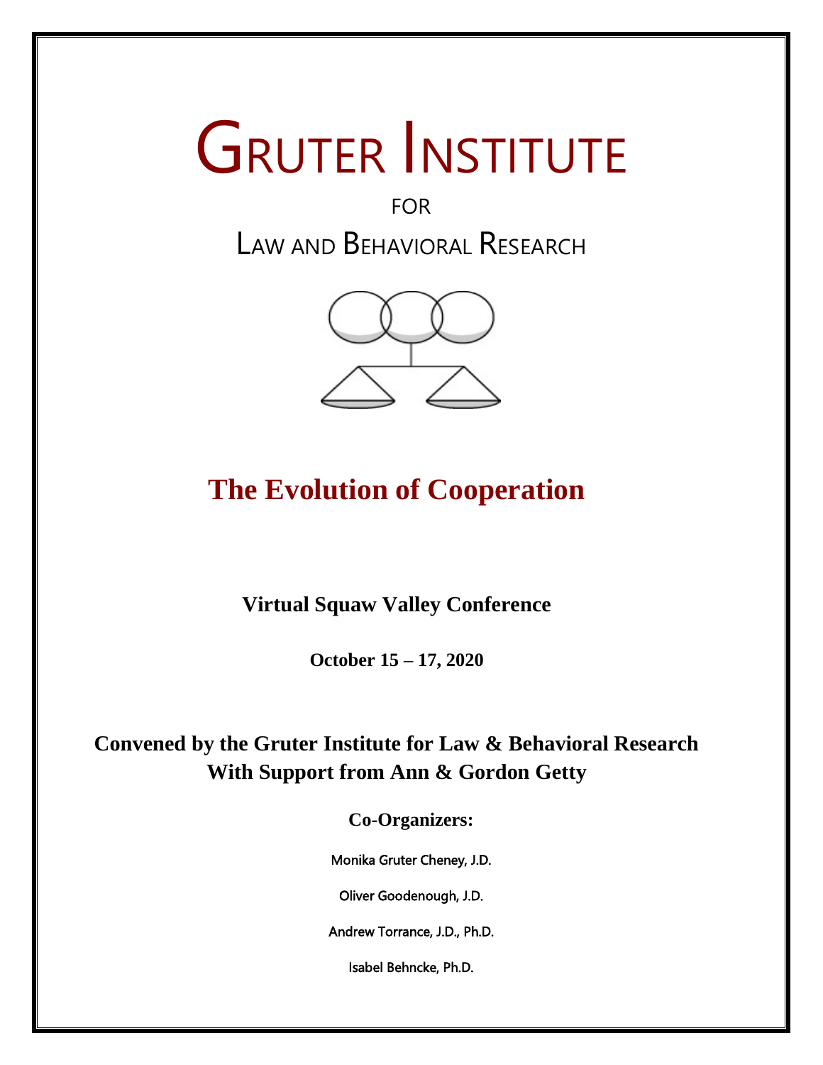# GRUTER INSTITUTE

FOR

LAW AND BEHAVIORAL RESEARCH

## The Evolution of Cooperation

**Virtual Squaw Valley Conference**

**October 15 – 17, 2020**

**Convened by the Gruter Institute for Law & Behavioral Research**
**With Support from Ann & Gordon Getty**

**Co-Organizers:**

Monika Gruter Cheney, J.D.

Oliver Goodenough, J.D.

Andrew Torrance, J.D., Ph.D.

Isabel Behncke, Ph.D.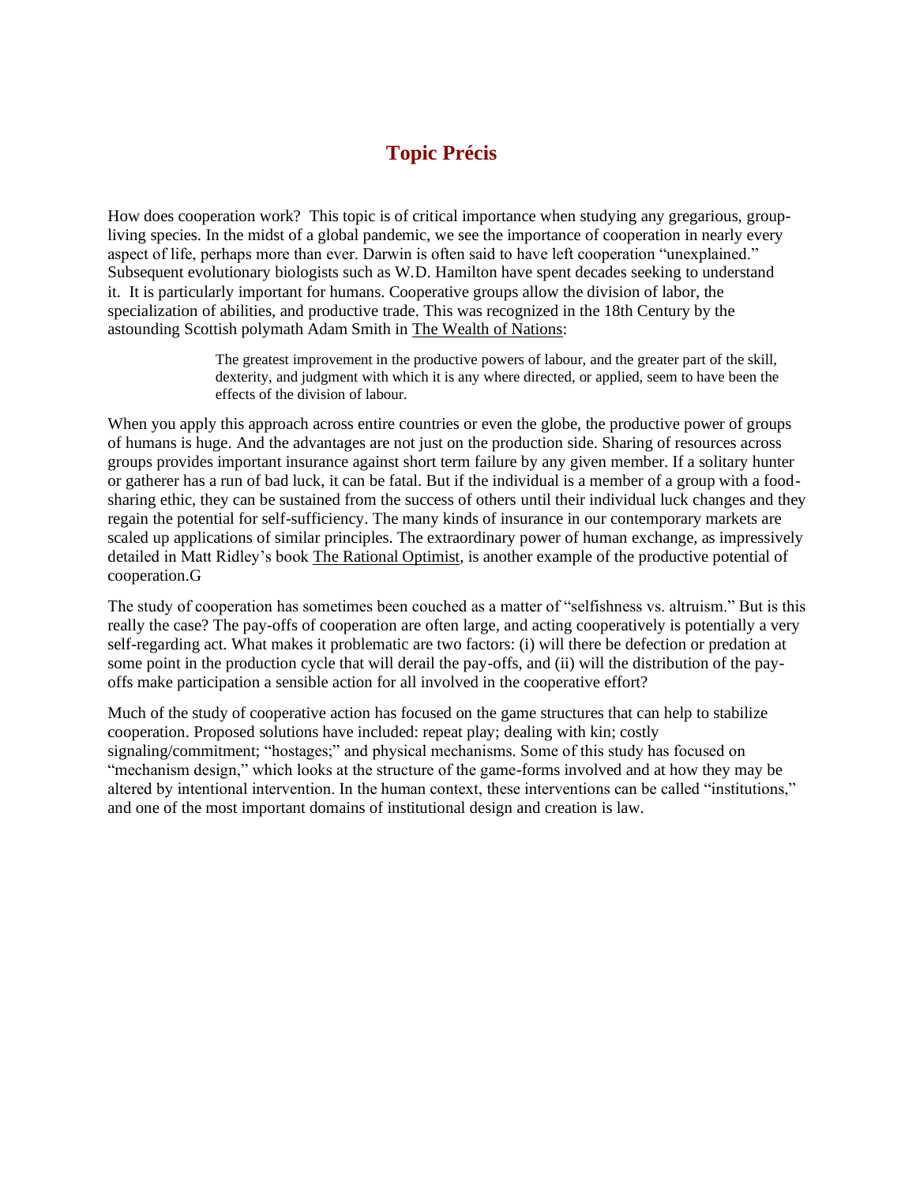# Topic Précis

How does cooperation work? This topic is of critical importance when studying any gregarious, group-living species. In the midst of a global pandemic, we see the importance of cooperation in nearly every aspect of life, perhaps more than ever. Darwin is often said to have left cooperation "unexplained." Subsequent evolutionary biologists such as W.D. Hamilton have spent decades seeking to understand it. It is particularly important for humans. Cooperative groups allow the division of labor, the specialization of abilities, and productive trade. This was recognized in the 18th Century by the astounding Scottish polymath Adam Smith in The Wealth of Nations:

> The greatest improvement in the productive powers of labour, and the greater part of the skill, dexterity, and judgment with which it is any where directed, or applied, seem to have been the effects of the division of labour.

When you apply this approach across entire countries or even the globe, the productive power of groups of humans is huge. And the advantages are not just on the production side. Sharing of resources across groups provides important insurance against short term failure by any given member. If a solitary hunter or gatherer has a run of bad luck, it can be fatal. But if the individual is a member of a group with a food-sharing ethic, they can be sustained from the success of others until their individual luck changes and they regain the potential for self-sufficiency. The many kinds of insurance in our contemporary markets are scaled up applications of similar principles. The extraordinary power of human exchange, as impressively detailed in Matt Ridley's book The Rational Optimist, is another example of the productive potential of cooperation.G

The study of cooperation has sometimes been couched as a matter of "selfishness vs. altruism." But is this really the case? The pay-offs of cooperation are often large, and acting cooperatively is potentially a very self-regarding act. What makes it problematic are two factors: (i) will there be defection or predation at some point in the production cycle that will derail the pay-offs, and (ii) will the distribution of the pay-offs make participation a sensible action for all involved in the cooperative effort?

Much of the study of cooperative action has focused on the game structures that can help to stabilize cooperation. Proposed solutions have included: repeat play; dealing with kin; costly signaling/commitment; "hostages;" and physical mechanisms. Some of this study has focused on "mechanism design," which looks at the structure of the game-forms involved and at how they may be altered by intentional intervention. In the human context, these interventions can be called "institutions," and one of the most important domains of institutional design and creation is law.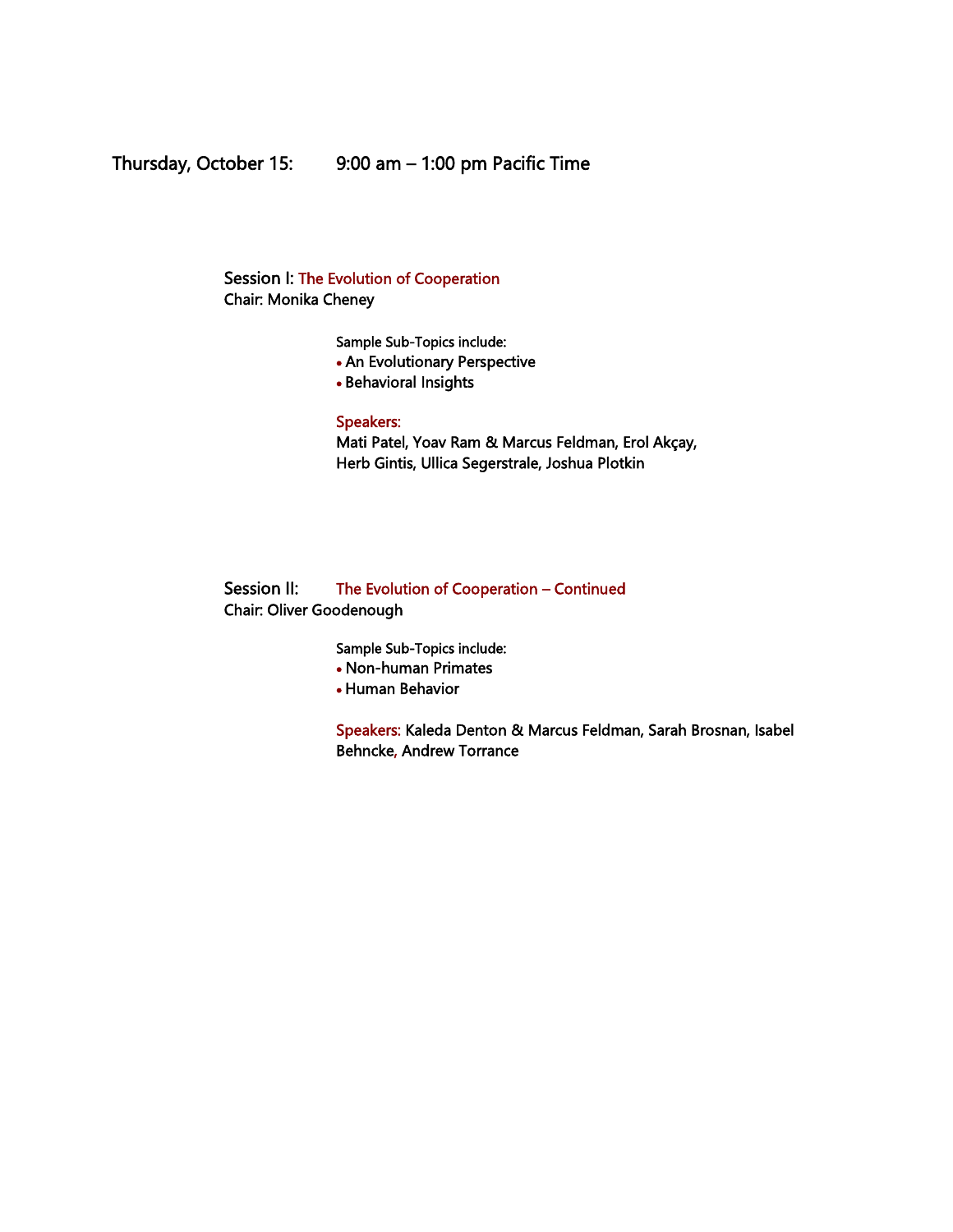## Thursday, October 15: 9:00 am – 1:00 pm Pacific Time

### Session I: The Evolution of Cooperation

Chair: Monika Cheney

Sample Sub-Topics include:

- An Evolutionary Perspective
- Behavioral Insights

**Speakers:**
Mati Patel, Yoav Ram & Marcus Feldman, Erol Akçay, Herb Gintis, Ullica Segerstrale, Joshua Plotkin

### Session II: The Evolution of Cooperation – Continued

Chair: Oliver Goodenough

Sample Sub-Topics include:

- Non-human Primates
- Human Behavior

**Speakers:** Kaleda Denton & Marcus Feldman, Sarah Brosnan, Isabel Behncke, Andrew Torrance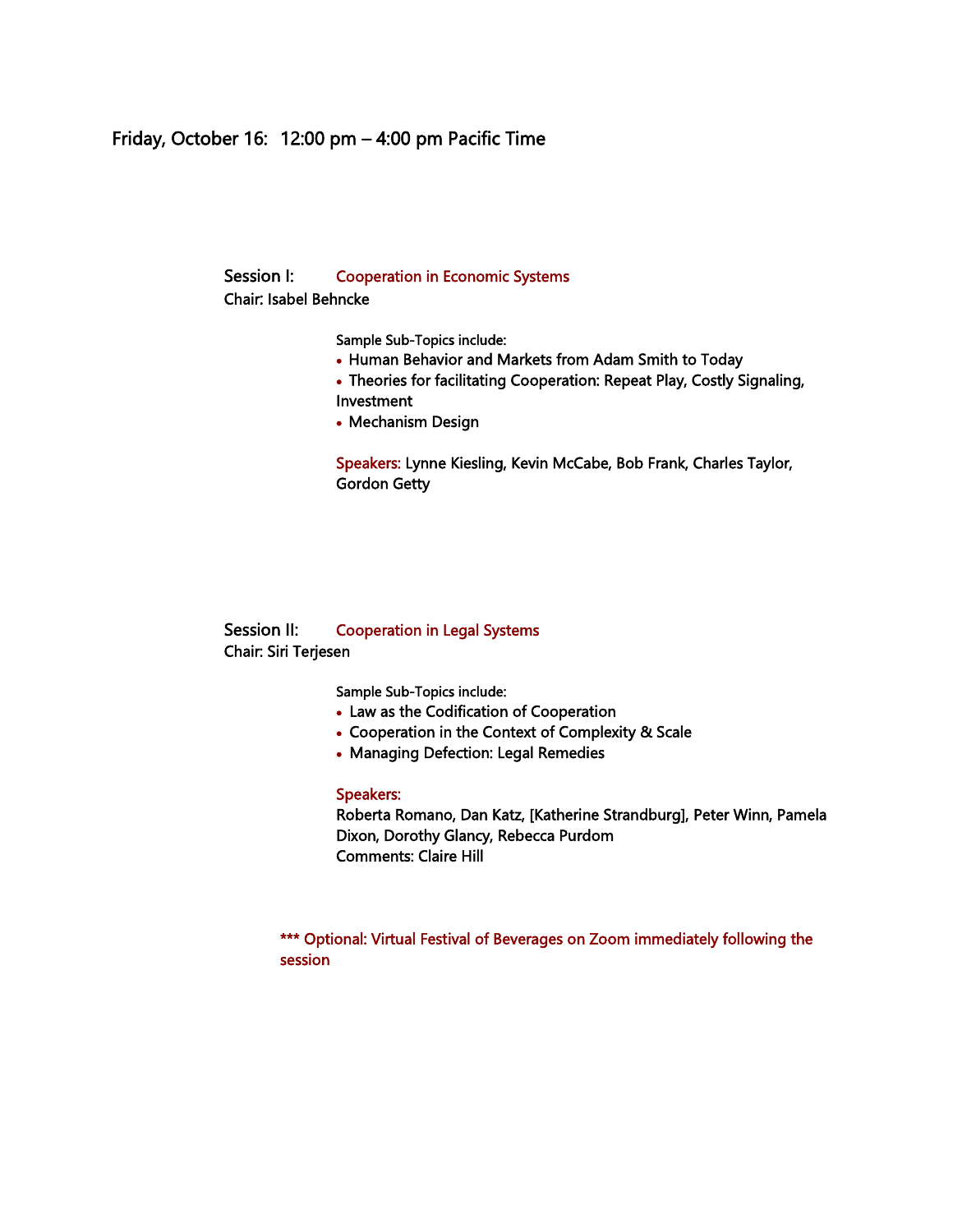## Friday, October 16: 12:00 pm – 4:00 pm Pacific Time

### Session I: Cooperation in Economic Systems

Chair: Isabel Behncke

Sample Sub-Topics include:

- Human Behavior and Markets from Adam Smith to Today
- Theories for facilitating Cooperation: Repeat Play, Costly Signaling, Investment
- Mechanism Design

Speakers: Lynne Kiesling, Kevin McCabe, Bob Frank, Charles Taylor, Gordon Getty

### Session II: Cooperation in Legal Systems

Chair: Siri Terjesen

Sample Sub-Topics include:

- Law as the Codification of Cooperation
- Cooperation in the Context of Complexity & Scale
- Managing Defection: Legal Remedies

Speakers:
Roberta Romano, Dan Katz, [Katherine Strandburg], Peter Winn, Pamela Dixon, Dorothy Glancy, Rebecca Purdom
Comments: Claire Hill

*** Optional: Virtual Festival of Beverages on Zoom immediately following the session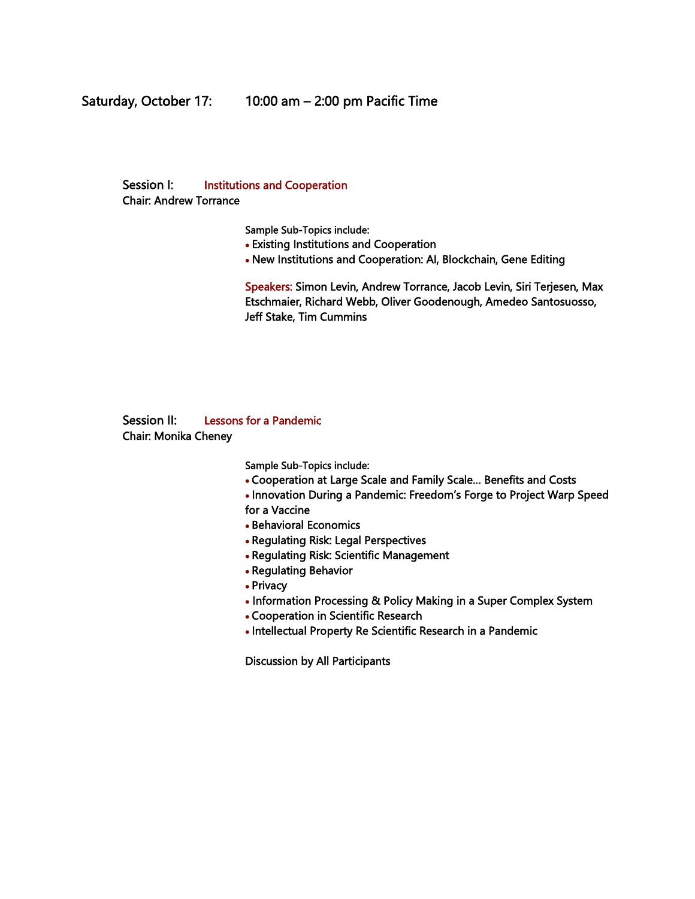## Saturday, October 17: 10:00 am – 2:00 pm Pacific Time

### Session I: Institutions and Cooperation

Chair: Andrew Torrance

Sample Sub-Topics include:

- Existing Institutions and Cooperation
- New Institutions and Cooperation: AI, Blockchain, Gene Editing

Speakers: Simon Levin, Andrew Torrance, Jacob Levin, Siri Terjesen, Max Etschmaier, Richard Webb, Oliver Goodenough, Amedeo Santosuosso, Jeff Stake, Tim Cummins

### Session II: Lessons for a Pandemic

Chair: Monika Cheney

Sample Sub-Topics include:

- Cooperation at Large Scale and Family Scale… Benefits and Costs
- Innovation During a Pandemic: Freedom's Forge to Project Warp Speed for a Vaccine
- Behavioral Economics
- Regulating Risk: Legal Perspectives
- Regulating Risk: Scientific Management
- Regulating Behavior
- Privacy
- Information Processing & Policy Making in a Super Complex System
- Cooperation in Scientific Research
- Intellectual Property Re Scientific Research in a Pandemic

Discussion by All Participants